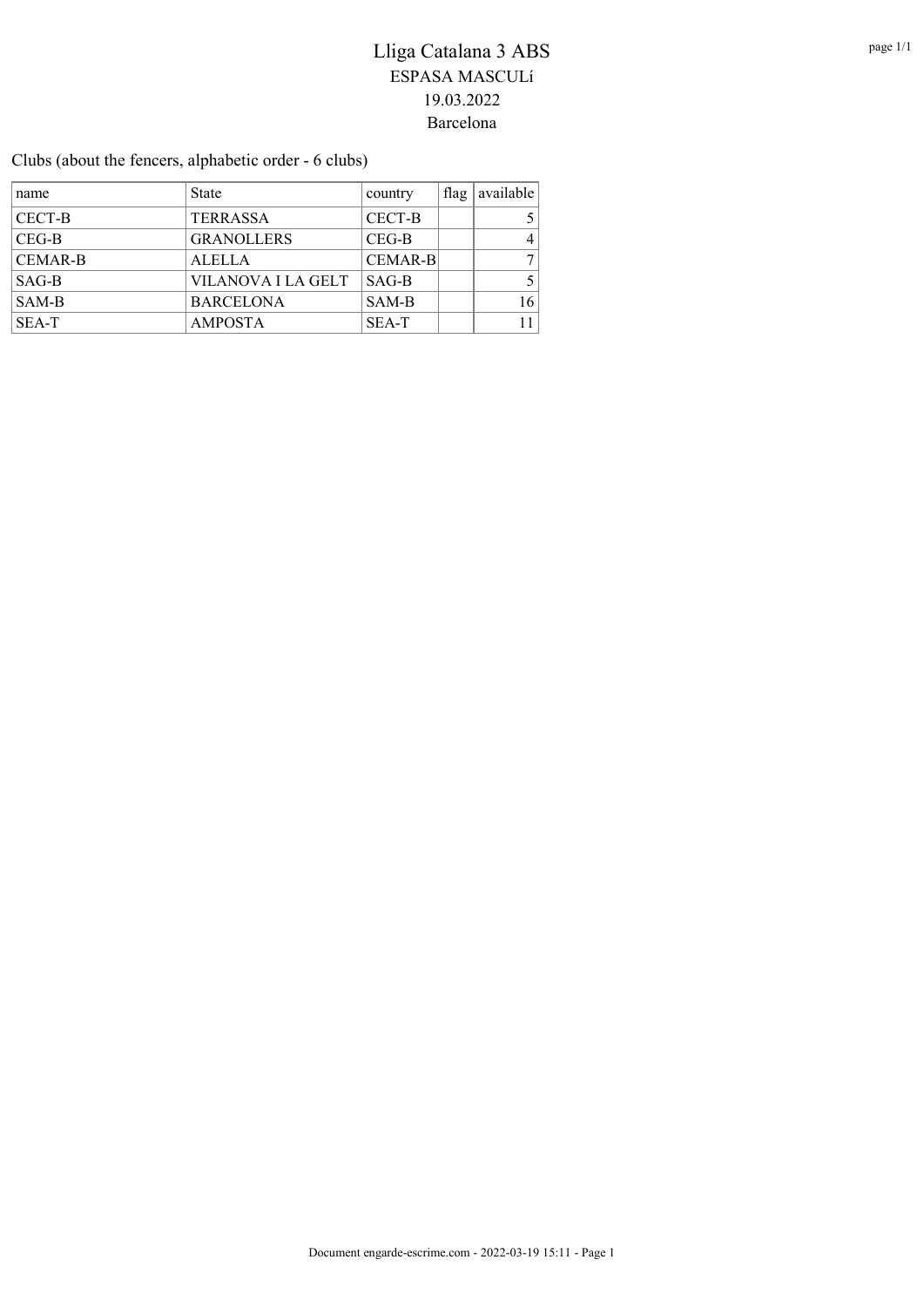# Lliga Catalana 3 ABS

ESPASA MASCULí

19.03.2022

Barcelona

Clubs (about the fencers, alphabetic order - 6 clubs)

| name | State | country | flag | available |
|---|---|---|---|---|
| CECT-B | TERRASSA | CECT-B | | 5 |
| CEG-B | GRANOLLERS | CEG-B | | 4 |
| CEMAR-B | ALELLA | CEMAR-B | | 7 |
| SAG-B | VILANOVA I LA GELT | SAG-B | | 5 |
| SAM-B | BARCELONA | SAM-B | | 16 |
| SEA-T | AMPOSTA | SEA-T | | 11 |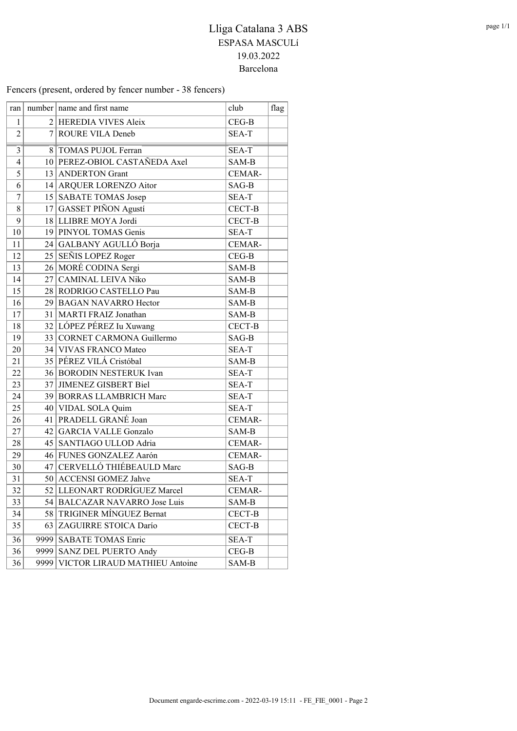# Lliga Catalana 3 ABS

ESPASA MASCULí

19.03.2022

Barcelona

Fencers (present, ordered by fencer number - 38 fencers)

| ran | number | name and first name | club | flag |
|---|---|---|---|---|
| 1 | 2 | HEREDIA VIVES Aleix | CEG-B | |
| 2 | 7 | ROURE VILA Deneb | SEA-T | |
| 3 | 8 | TOMAS PUJOL Ferran | SEA-T | |
| 4 | 10 | PEREZ-OBIOL CASTAÑEDA Axel | SAM-B | |
| 5 | 13 | ANDERTON Grant | CEMAR- | |
| 6 | 14 | ARQUER LORENZO Aitor | SAG-B | |
| 7 | 15 | SABATE TOMAS Josep | SEA-T | |
| 8 | 17 | GASSET PIÑON Agustí | CECT-B | |
| 9 | 18 | LLIBRE MOYA Jordi | CECT-B | |
| 10 | 19 | PINYOL TOMAS Genis | SEA-T | |
| 11 | 24 | GALBANY AGULLÓ Borja | CEMAR- | |
| 12 | 25 | SEÑIS LOPEZ Roger | CEG-B | |
| 13 | 26 | MORÉ CODINA Sergi | SAM-B | |
| 14 | 27 | CAMINAL LEIVA Niko | SAM-B | |
| 15 | 28 | RODRIGO CASTELLO Pau | SAM-B | |
| 16 | 29 | BAGAN NAVARRO Hector | SAM-B | |
| 17 | 31 | MARTI FRAIZ Jonathan | SAM-B | |
| 18 | 32 | LÓPEZ PÉREZ Iu Xuwang | CECT-B | |
| 19 | 33 | CORNET CARMONA Guillermo | SAG-B | |
| 20 | 34 | VIVAS FRANCO Mateo | SEA-T | |
| 21 | 35 | PÉREZ VILÁ Cristóbal | SAM-B | |
| 22 | 36 | BORODIN NESTERUK Ivan | SEA-T | |
| 23 | 37 | JIMENEZ GISBERT Biel | SEA-T | |
| 24 | 39 | BORRAS LLAMBRICH Marc | SEA-T | |
| 25 | 40 | VIDAL SOLA Quim | SEA-T | |
| 26 | 41 | PRADELL GRANÉ Joan | CEMAR- | |
| 27 | 42 | GARCIA VALLE Gonzalo | SAM-B | |
| 28 | 45 | SANTIAGO ULLOD Adria | CEMAR- | |
| 29 | 46 | FUNES GONZALEZ Aarón | CEMAR- | |
| 30 | 47 | CERVELLÓ THIÉBEAULD Marc | SAG-B | |
| 31 | 50 | ACCENSI GOMEZ Jahve | SEA-T | |
| 32 | 52 | LLEONART RODRÍGUEZ Marcel | CEMAR- | |
| 33 | 54 | BALCAZAR NAVARRO Jose Luis | SAM-B | |
| 34 | 58 | TRIGINER MÍNGUEZ Bernat | CECT-B | |
| 35 | 63 | ZAGUIRRE STOICA Darío | CECT-B | |
| 36 | 9999 | SABATE TOMAS Enric | SEA-T | |
| 36 | 9999 | SANZ DEL PUERTO Andy | CEG-B | |
| 36 | 9999 | VICTOR LIRAUD MATHIEU Antoine | SAM-B | |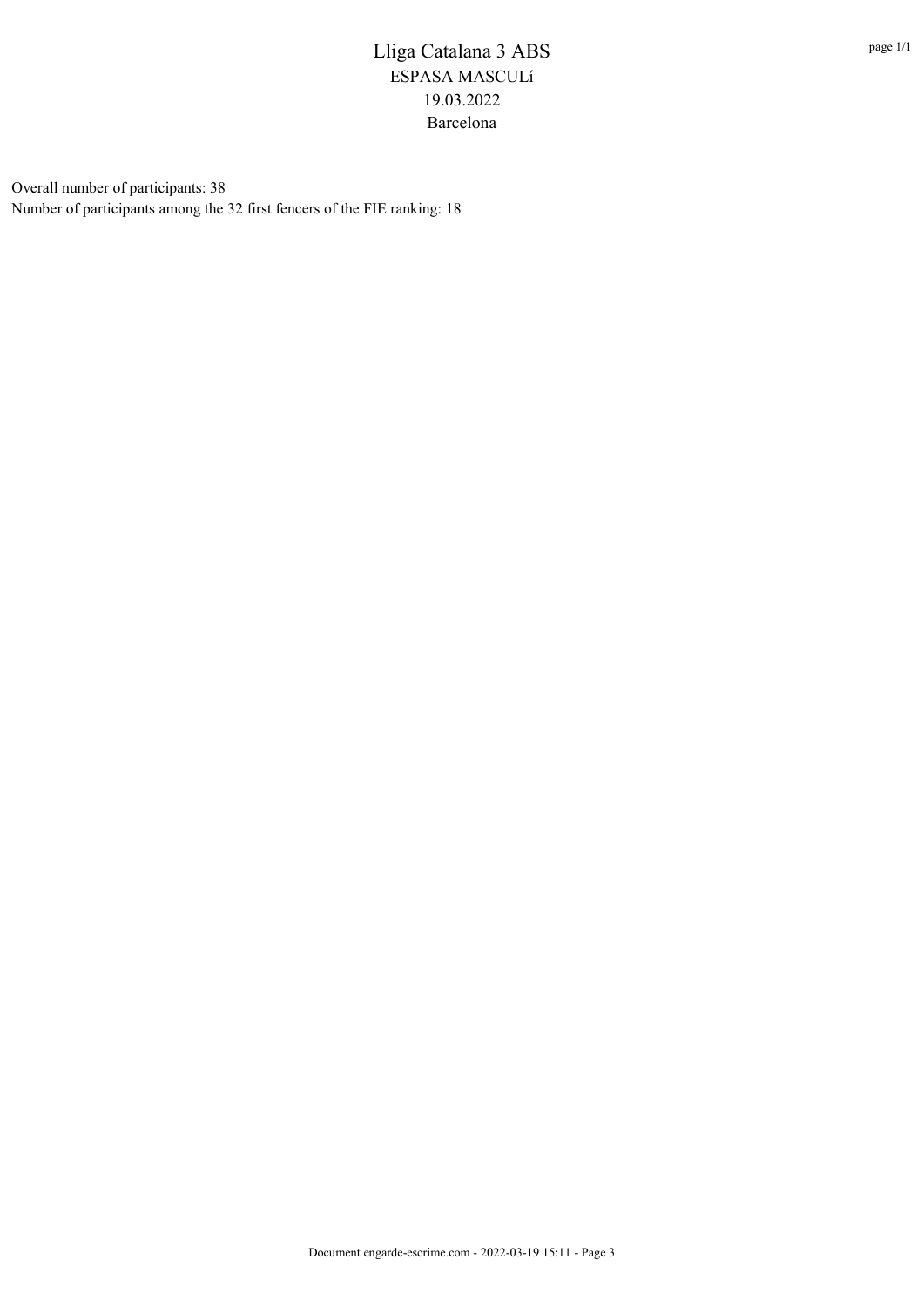# Lliga Catalana 3 ABS

ESPASA MASCULí

19.03.2022

Barcelona

Overall number of participants: 38

Number of participants among the 32 first fencers of the FIE ranking: 18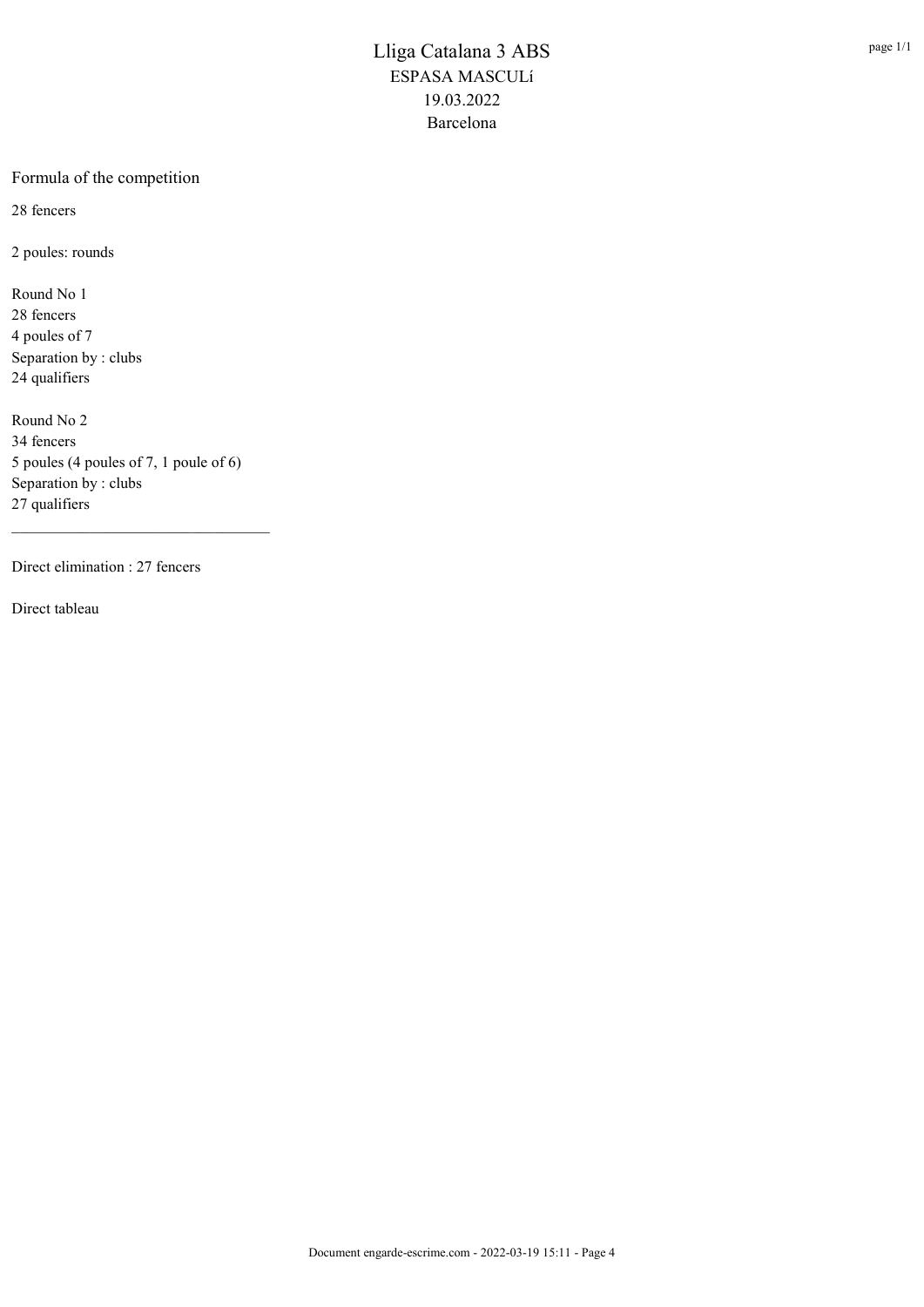# Lliga Catalana 3 ABS
ESPASA MASCULí
19.03.2022
Barcelona

## Formula of the competition

28 fencers

2 poules: rounds

Round No 1
28 fencers
4 poules of 7
Separation by : clubs
24 qualifiers

Round No 2
34 fencers
5 poules (4 poules of 7, 1 poule of 6)
Separation by : clubs
27 qualifiers

---

Direct elimination : 27 fencers

Direct tableau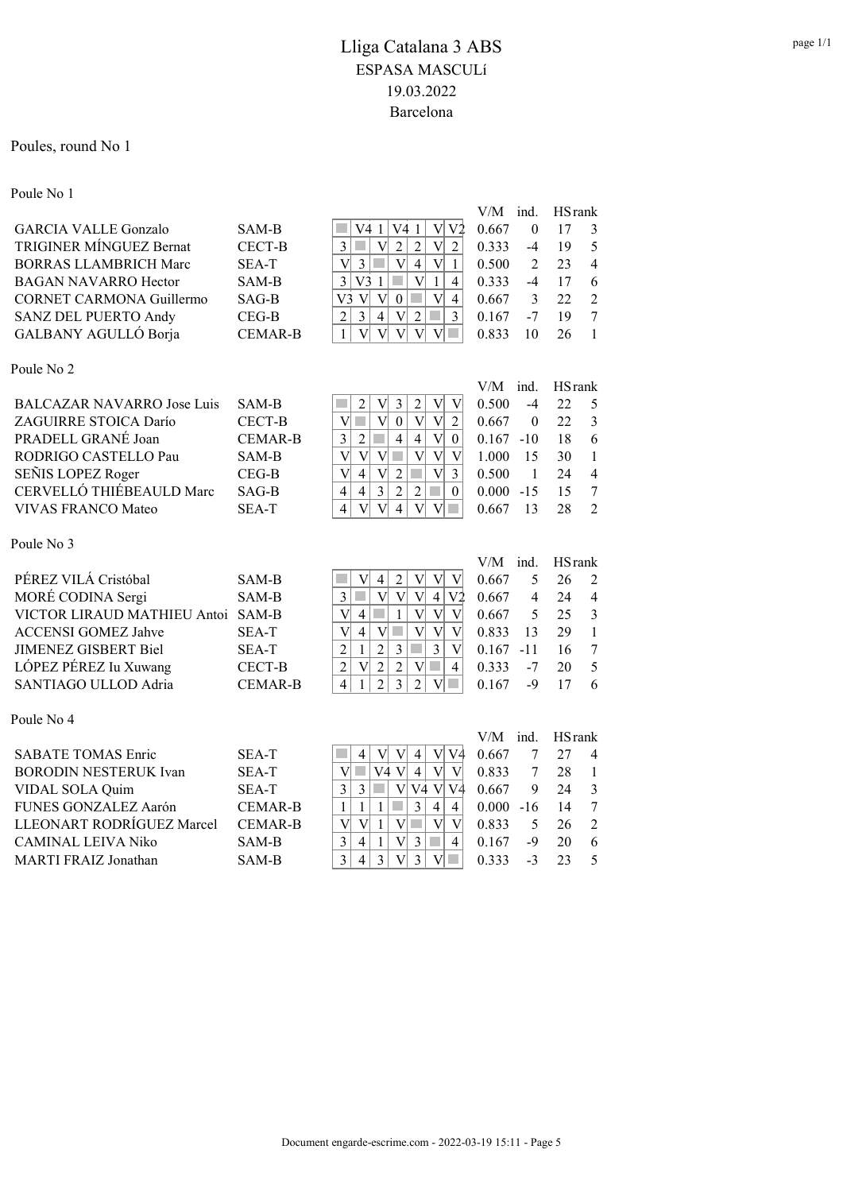# Lliga Catalana 3 ABS

## ESPASA MASCULí

19.03.2022

Barcelona

Poules, round No 1

### Poule No 1

| Name | Club | 1 | 2 | 3 | 4 | 5 | 6 | 7 | V/M | ind. | HS | rank |
|---|---|---|---|---|---|---|---|---|---|---|---|---|
| GARCIA VALLE Gonzalo | SAM-B | | V4 | 1 | V4 | 1 | V | V2 | 0.667 | 0 | 17 | 3 |
| TRIGINER MÍNGUEZ Bernat | CECT-B | 3 | | V | 2 | 2 | V | 2 | 0.333 | -4 | 19 | 5 |
| BORRAS LLAMBRICH Marc | SEA-T | V | 3 | | V | 4 | V | 1 | 0.500 | 2 | 23 | 4 |
| BAGAN NAVARRO Hector | SAM-B | 3 | V3 | 1 | | V | 1 | 4 | 0.333 | -4 | 17 | 6 |
| CORNET CARMONA Guillermo | SAG-B | V3 | V | V | 0 | | V | 4 | 0.667 | 3 | 22 | 2 |
| SANZ DEL PUERTO Andy | CEG-B | 2 | 3 | 4 | V | 2 | | 3 | 0.167 | -7 | 19 | 7 |
| GALBANY AGULLÓ Borja | CEMAR-B | 1 | V | V | V | V | V | | 0.833 | 10 | 26 | 1 |

### Poule No 2

| Name | Club | 1 | 2 | 3 | 4 | 5 | 6 | 7 | V/M | ind. | HS | rank |
|---|---|---|---|---|---|---|---|---|---|---|---|---|
| BALCAZAR NAVARRO Jose Luis | SAM-B | | 2 | V | 3 | 2 | V | V | 0.500 | -4 | 22 | 5 |
| ZAGUIRRE STOICA Darío | CECT-B | V | | V | 0 | V | V | 2 | 0.667 | 0 | 22 | 3 |
| PRADELL GRANÉ Joan | CEMAR-B | 3 | 2 | | 4 | 4 | V | 0 | 0.167 | -10 | 18 | 6 |
| RODRIGO CASTELLO Pau | SAM-B | V | V | V | | V | V | V | 1.000 | 15 | 30 | 1 |
| SEÑIS LOPEZ Roger | CEG-B | V | 4 | V | 2 | | V | 3 | 0.500 | 1 | 24 | 4 |
| CERVELLÓ THIÉBEAULD Marc | SAG-B | 4 | 4 | 3 | 2 | 2 | | 0 | 0.000 | -15 | 15 | 7 |
| VIVAS FRANCO Mateo | SEA-T | 4 | V | V | 4 | V | V | | 0.667 | 13 | 28 | 2 |

### Poule No 3

| Name | Club | 1 | 2 | 3 | 4 | 5 | 6 | 7 | V/M | ind. | HS | rank |
|---|---|---|---|---|---|---|---|---|---|---|---|---|
| PÉREZ VILÁ Cristóbal | SAM-B | | V | 4 | 2 | V | V | V | 0.667 | 5 | 26 | 2 |
| MORÉ CODINA Sergi | SAM-B | 3 | | V | V | V | 4 | V2 | 0.667 | 4 | 24 | 4 |
| VICTOR LIRAUD MATHIEU Antoi | SAM-B | V | 4 | | 1 | V | V | V | 0.667 | 5 | 25 | 3 |
| ACCENSI GOMEZ Jahve | SEA-T | V | 4 | V | | V | V | V | 0.833 | 13 | 29 | 1 |
| JIMENEZ GISBERT Biel | SEA-T | 2 | 1 | 2 | 3 | | 3 | V | 0.167 | -11 | 16 | 7 |
| LÓPEZ PÉREZ Iu Xuwang | CECT-B | 2 | V | 2 | 2 | V | | 4 | 0.333 | -7 | 20 | 5 |
| SANTIAGO ULLOD Adria | CEMAR-B | 4 | 1 | 2 | 3 | 2 | V | | 0.167 | -9 | 17 | 6 |

### Poule No 4

| Name | Club | 1 | 2 | 3 | 4 | 5 | 6 | 7 | V/M | ind. | HS | rank |
|---|---|---|---|---|---|---|---|---|---|---|---|---|
| SABATE TOMAS Enric | SEA-T | | 4 | V | V | 4 | V | V4 | 0.667 | 7 | 27 | 4 |
| BORODIN NESTERUK Ivan | SEA-T | V | | V4 | V | 4 | V | V | 0.833 | 7 | 28 | 1 |
| VIDAL SOLA Quim | SEA-T | 3 | 3 | | V | V4 | V | V4 | 0.667 | 9 | 24 | 3 |
| FUNES GONZALEZ Aarón | CEMAR-B | 1 | 1 | 1 | | 3 | 4 | 4 | 0.000 | -16 | 14 | 7 |
| LLEONART RODRÍGUEZ Marcel | CEMAR-B | V | V | 1 | V | | V | V | 0.833 | 5 | 26 | 2 |
| CAMINAL LEIVA Niko | SAM-B | 3 | 4 | 1 | V | 3 | | 4 | 0.167 | -9 | 20 | 6 |
| MARTI FRAIZ Jonathan | SAM-B | 3 | 4 | 3 | V | 3 | V | | 0.333 | -3 | 23 | 5 |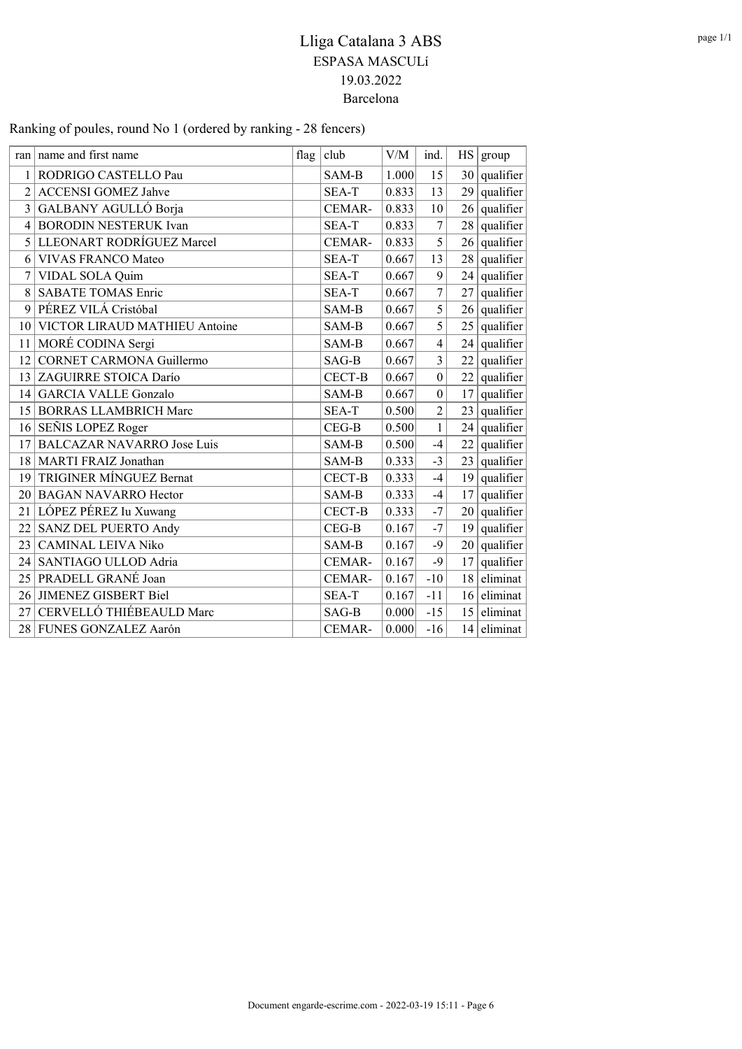# Lliga Catalana 3 ABS

## ESPASA MASCULí

19.03.2022

Barcelona

Ranking of poules, round No 1 (ordered by ranking - 28 fencers)

| ran | name and first name | flag | club | V/M | ind. | HS | group |
|---|---|---|---|---|---|---|---|
| 1 | RODRIGO CASTELLO Pau | | SAM-B | 1.000 | 15 | 30 | qualifier |
| 2 | ACCENSI GOMEZ Jahve | | SEA-T | 0.833 | 13 | 29 | qualifier |
| 3 | GALBANY AGULLÓ Borja | | CEMAR- | 0.833 | 10 | 26 | qualifier |
| 4 | BORODIN NESTERUK Ivan | | SEA-T | 0.833 | 7 | 28 | qualifier |
| 5 | LLEONART RODRÍGUEZ Marcel | | CEMAR- | 0.833 | 5 | 26 | qualifier |
| 6 | VIVAS FRANCO Mateo | | SEA-T | 0.667 | 13 | 28 | qualifier |
| 7 | VIDAL SOLA Quim | | SEA-T | 0.667 | 9 | 24 | qualifier |
| 8 | SABATE TOMAS Enric | | SEA-T | 0.667 | 7 | 27 | qualifier |
| 9 | PÉREZ VILÁ Cristóbal | | SAM-B | 0.667 | 5 | 26 | qualifier |
| 10 | VICTOR LIRAUD MATHIEU Antoine | | SAM-B | 0.667 | 5 | 25 | qualifier |
| 11 | MORÉ CODINA Sergi | | SAM-B | 0.667 | 4 | 24 | qualifier |
| 12 | CORNET CARMONA Guillermo | | SAG-B | 0.667 | 3 | 22 | qualifier |
| 13 | ZAGUIRRE STOICA Darío | | CECT-B | 0.667 | 0 | 22 | qualifier |
| 14 | GARCIA VALLE Gonzalo | | SAM-B | 0.667 | 0 | 17 | qualifier |
| 15 | BORRAS LLAMBRICH Marc | | SEA-T | 0.500 | 2 | 23 | qualifier |
| 16 | SEÑIS LOPEZ Roger | | CEG-B | 0.500 | 1 | 24 | qualifier |
| 17 | BALCAZAR NAVARRO Jose Luis | | SAM-B | 0.500 | -4 | 22 | qualifier |
| 18 | MARTI FRAIZ Jonathan | | SAM-B | 0.333 | -3 | 23 | qualifier |
| 19 | TRIGINER MÍNGUEZ Bernat | | CECT-B | 0.333 | -4 | 19 | qualifier |
| 20 | BAGAN NAVARRO Hector | | SAM-B | 0.333 | -4 | 17 | qualifier |
| 21 | LÓPEZ PÉREZ Iu Xuwang | | CECT-B | 0.333 | -7 | 20 | qualifier |
| 22 | SANZ DEL PUERTO Andy | | CEG-B | 0.167 | -7 | 19 | qualifier |
| 23 | CAMINAL LEIVA Niko | | SAM-B | 0.167 | -9 | 20 | qualifier |
| 24 | SANTIAGO ULLOD Adria | | CEMAR- | 0.167 | -9 | 17 | qualifier |
| 25 | PRADELL GRANÉ Joan | | CEMAR- | 0.167 | -10 | 18 | eliminat |
| 26 | JIMENEZ GISBERT Biel | | SEA-T | 0.167 | -11 | 16 | eliminat |
| 27 | CERVELLÓ THIÉBEAULD Marc | | SAG-B | 0.000 | -15 | 15 | eliminat |
| 28 | FUNES GONZALEZ Aarón | | CEMAR- | 0.000 | -16 | 14 | eliminat |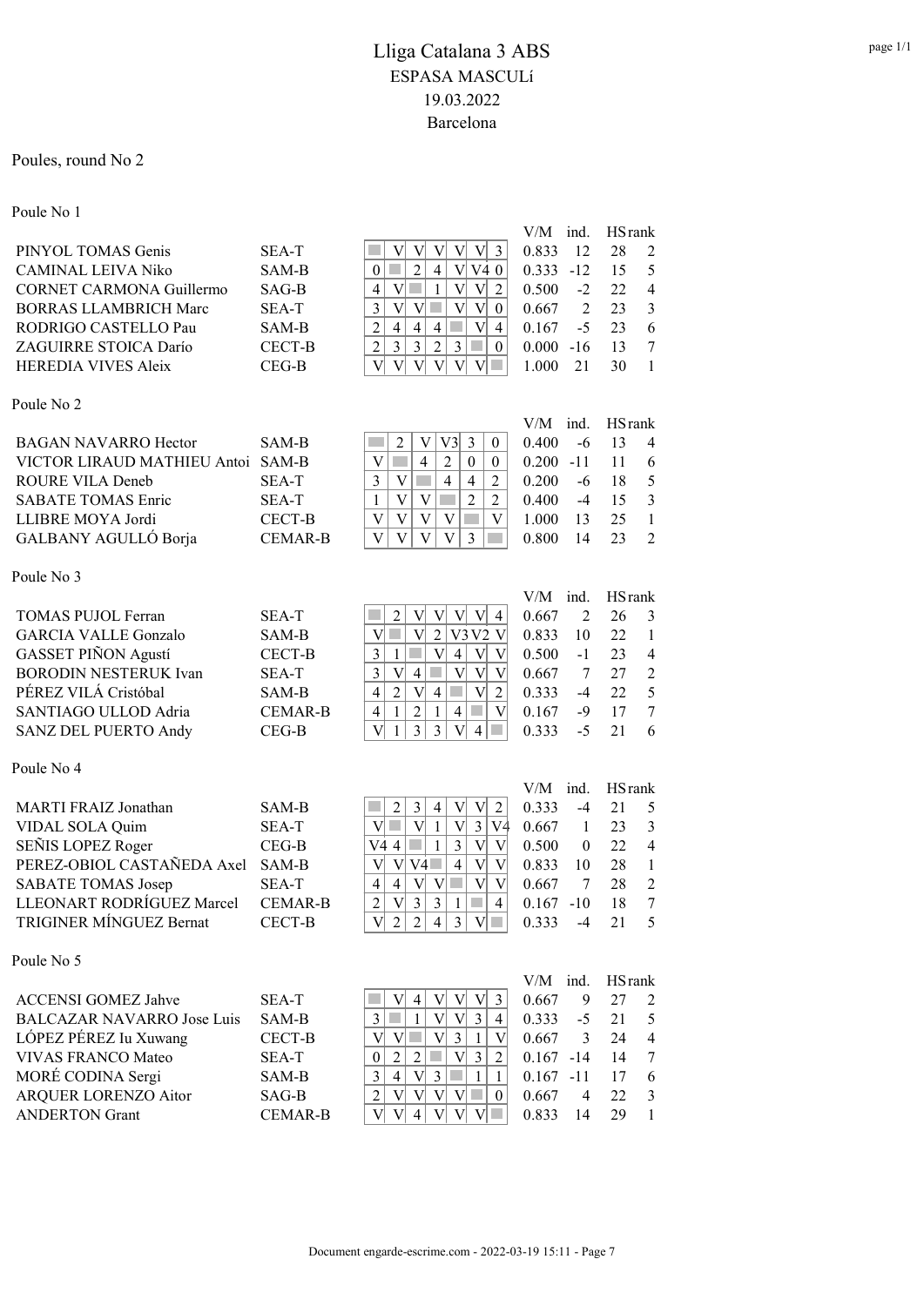# Lliga Catalana 3 ABS

## ESPASA MASCULí

19.03.2022

Barcelona

Poules, round No 2

### Poule No 1

| Name | Club | 1 | 2 | 3 | 4 | 5 | 6 | 7 | V/M | ind. | HS | rank |
|---|---|---|---|---|---|---|---|---|---|---|---|---|
| PINYOL TOMAS Genis | SEA-T | | V | V | V | V | V | 3 | 0.833 | 12 | 28 | 2 |
| CAMINAL LEIVA Niko | SAM-B | 0 | | 2 | 4 | V | V4 | 0 | 0.333 | -12 | 15 | 5 |
| CORNET CARMONA Guillermo | SAG-B | 4 | V | | 1 | V | V | 2 | 0.500 | -2 | 22 | 4 |
| BORRAS LLAMBRICH Marc | SEA-T | 3 | V | V | | V | V | 0 | 0.667 | 2 | 23 | 3 |
| RODRIGO CASTELLO Pau | SAM-B | 2 | 4 | 4 | 4 | | V | 4 | 0.167 | -5 | 23 | 6 |
| ZAGUIRRE STOICA Darío | CECT-B | 2 | 3 | 3 | 2 | 3 | | 0 | 0.000 | -16 | 13 | 7 |
| HEREDIA VIVES Aleix | CEG-B | V | V | V | V | V | V | | 1.000 | 21 | 30 | 1 |

### Poule No 2

| Name | Club | 1 | 2 | 3 | 4 | 5 | 6 | V/M | ind. | HS | rank |
|---|---|---|---|---|---|---|---|---|---|---|---|
| BAGAN NAVARRO Hector | SAM-B | | 2 | V | V3 | 3 | 0 | 0.400 | -6 | 13 | 4 |
| VICTOR LIRAUD MATHIEU Antoi | SAM-B | V | | 4 | 2 | 0 | 0 | 0.200 | -11 | 11 | 6 |
| ROURE VILA Deneb | SEA-T | 3 | V | | 4 | 4 | 2 | 0.200 | -6 | 18 | 5 |
| SABATE TOMAS Enric | SEA-T | 1 | V | V | | 2 | 2 | 0.400 | -4 | 15 | 3 |
| LLIBRE MOYA Jordi | CECT-B | V | V | V | V | | V | 1.000 | 13 | 25 | 1 |
| GALBANY AGULLÓ Borja | CEMAR-B | V | V | V | V | 3 | | 0.800 | 14 | 23 | 2 |

### Poule No 3

| Name | Club | 1 | 2 | 3 | 4 | 5 | 6 | 7 | V/M | ind. | HS | rank |
|---|---|---|---|---|---|---|---|---|---|---|---|---|
| TOMAS PUJOL Ferran | SEA-T | | 2 | V | V | V | V | 4 | 0.667 | 2 | 26 | 3 |
| GARCIA VALLE Gonzalo | SAM-B | V | | V | 2 | V3 | V2 | V | 0.833 | 10 | 22 | 1 |
| GASSET PIÑON Agustí | CECT-B | 3 | 1 | | V | 4 | V | V | 0.500 | -1 | 23 | 4 |
| BORODIN NESTERUK Ivan | SEA-T | 3 | V | 4 | | V | V | V | 0.667 | 7 | 27 | 2 |
| PÉREZ VILÁ Cristóbal | SAM-B | 4 | 2 | V | 4 | | V | 2 | 0.333 | -4 | 22 | 5 |
| SANTIAGO ULLOD Adria | CEMAR-B | 4 | 1 | 2 | 1 | 4 | | V | 0.167 | -9 | 17 | 7 |
| SANZ DEL PUERTO Andy | CEG-B | V | 1 | 3 | 3 | V | 4 | | 0.333 | -5 | 21 | 6 |

### Poule No 4

| Name | Club | 1 | 2 | 3 | 4 | 5 | 6 | 7 | V/M | ind. | HS | rank |
|---|---|---|---|---|---|---|---|---|---|---|---|---|
| MARTI FRAIZ Jonathan | SAM-B | | 2 | 3 | 4 | V | V | 2 | 0.333 | -4 | 21 | 5 |
| VIDAL SOLA Quim | SEA-T | V | | V | 1 | V | 3 | V4 | 0.667 | 1 | 23 | 3 |
| SEÑIS LOPEZ Roger | CEG-B | V4 | 4 | | 1 | 3 | V | V | 0.500 | 0 | 22 | 4 |
| PEREZ-OBIOL CASTAÑEDA Axel | SAM-B | V | V | V4 | | 4 | V | V | 0.833 | 10 | 28 | 1 |
| SABATE TOMAS Josep | SEA-T | 4 | 4 | V | V | | V | V | 0.667 | 7 | 28 | 2 |
| LLEONART RODRÍGUEZ Marcel | CEMAR-B | 2 | V | 3 | 3 | 1 | | 4 | 0.167 | -10 | 18 | 7 |
| TRIGINER MÍNGUEZ Bernat | CECT-B | V | 2 | 2 | 4 | 3 | V | | 0.333 | -4 | 21 | 5 |

### Poule No 5

| Name | Club | 1 | 2 | 3 | 4 | 5 | 6 | 7 | V/M | ind. | HS | rank |
|---|---|---|---|---|---|---|---|---|---|---|---|---|
| ACCENSI GOMEZ Jahve | SEA-T | | V | 4 | V | V | V | 3 | 0.667 | 9 | 27 | 2 |
| BALCAZAR NAVARRO Jose Luis | SAM-B | 3 | | 1 | V | V | 3 | 4 | 0.333 | -5 | 21 | 5 |
| LÓPEZ PÉREZ Iu Xuwang | CECT-B | V | V | | V | 3 | 1 | V | 0.667 | 3 | 24 | 4 |
| VIVAS FRANCO Mateo | SEA-T | 0 | 2 | 2 | | V | 3 | 2 | 0.167 | -14 | 14 | 7 |
| MORÉ CODINA Sergi | SAM-B | 3 | 4 | V | 3 | | 1 | 1 | 0.167 | -11 | 17 | 6 |
| ARQUER LORENZO Aitor | SAG-B | 2 | V | V | V | V | | 0 | 0.667 | 4 | 22 | 3 |
| ANDERTON Grant | CEMAR-B | V | V | 4 | V | V | V | | 0.833 | 14 | 29 | 1 |

Document engarde-escrime.com - 2022-03-19 15:11 - Page 7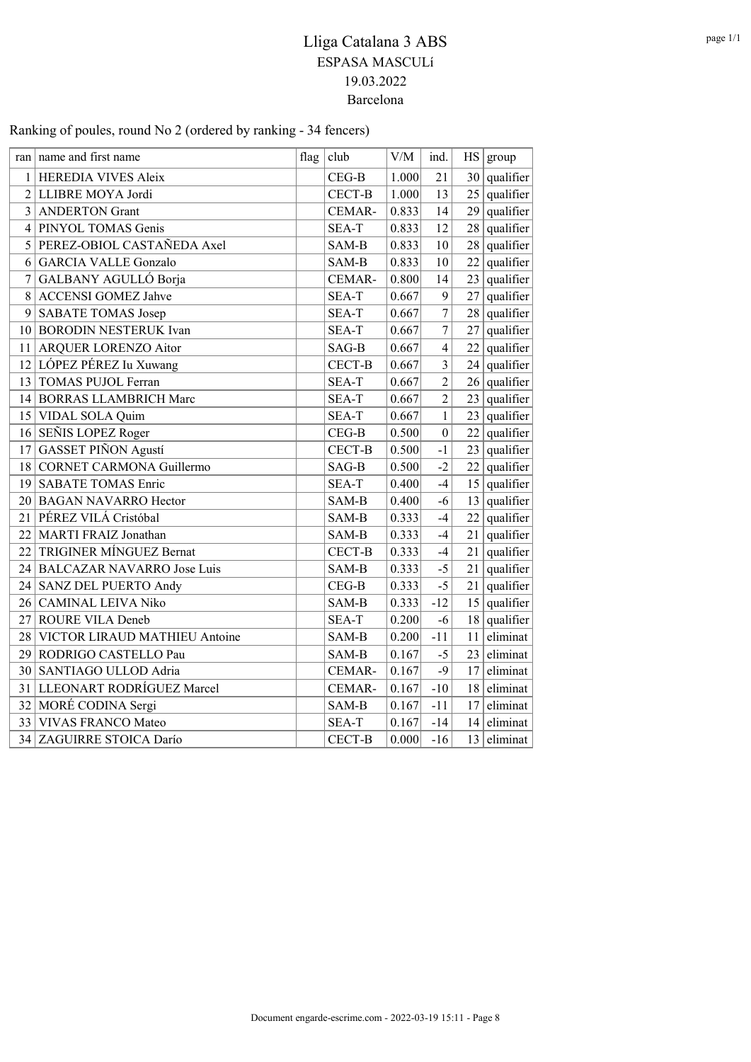# Lliga Catalana 3 ABS

## ESPASA MASCULí

## 19.03.2022

## Barcelona

Ranking of poules, round No 2 (ordered by ranking - 34 fencers)

| ran | name and first name | flag | club | V/M | ind. | HS | group |
|---|---|---|---|---|---|---|---|
| 1 | HEREDIA VIVES Aleix | | CEG-B | 1.000 | 21 | 30 | qualifier |
| 2 | LLIBRE MOYA Jordi | | CECT-B | 1.000 | 13 | 25 | qualifier |
| 3 | ANDERTON Grant | | CEMAR- | 0.833 | 14 | 29 | qualifier |
| 4 | PINYOL TOMAS Genis | | SEA-T | 0.833 | 12 | 28 | qualifier |
| 5 | PEREZ-OBIOL CASTAÑEDA Axel | | SAM-B | 0.833 | 10 | 28 | qualifier |
| 6 | GARCIA VALLE Gonzalo | | SAM-B | 0.833 | 10 | 22 | qualifier |
| 7 | GALBANY AGULLÓ Borja | | CEMAR- | 0.800 | 14 | 23 | qualifier |
| 8 | ACCENSI GOMEZ Jahve | | SEA-T | 0.667 | 9 | 27 | qualifier |
| 9 | SABATE TOMAS Josep | | SEA-T | 0.667 | 7 | 28 | qualifier |
| 10 | BORODIN NESTERUK Ivan | | SEA-T | 0.667 | 7 | 27 | qualifier |
| 11 | ARQUER LORENZO Aitor | | SAG-B | 0.667 | 4 | 22 | qualifier |
| 12 | LÓPEZ PÉREZ Iu Xuwang | | CECT-B | 0.667 | 3 | 24 | qualifier |
| 13 | TOMAS PUJOL Ferran | | SEA-T | 0.667 | 2 | 26 | qualifier |
| 14 | BORRAS LLAMBRICH Marc | | SEA-T | 0.667 | 2 | 23 | qualifier |
| 15 | VIDAL SOLA Quim | | SEA-T | 0.667 | 1 | 23 | qualifier |
| 16 | SEÑIS LOPEZ Roger | | CEG-B | 0.500 | 0 | 22 | qualifier |
| 17 | GASSET PIÑON Agustí | | CECT-B | 0.500 | -1 | 23 | qualifier |
| 18 | CORNET CARMONA Guillermo | | SAG-B | 0.500 | -2 | 22 | qualifier |
| 19 | SABATE TOMAS Enric | | SEA-T | 0.400 | -4 | 15 | qualifier |
| 20 | BAGAN NAVARRO Hector | | SAM-B | 0.400 | -6 | 13 | qualifier |
| 21 | PÉREZ VILÁ Cristóbal | | SAM-B | 0.333 | -4 | 22 | qualifier |
| 22 | MARTI FRAIZ Jonathan | | SAM-B | 0.333 | -4 | 21 | qualifier |
| 22 | TRIGINER MÍNGUEZ Bernat | | CECT-B | 0.333 | -4 | 21 | qualifier |
| 24 | BALCAZAR NAVARRO Jose Luis | | SAM-B | 0.333 | -5 | 21 | qualifier |
| 24 | SANZ DEL PUERTO Andy | | CEG-B | 0.333 | -5 | 21 | qualifier |
| 26 | CAMINAL LEIVA Niko | | SAM-B | 0.333 | -12 | 15 | qualifier |
| 27 | ROURE VILA Deneb | | SEA-T | 0.200 | -6 | 18 | qualifier |
| 28 | VICTOR LIRAUD MATHIEU Antoine | | SAM-B | 0.200 | -11 | 11 | eliminat |
| 29 | RODRIGO CASTELLO Pau | | SAM-B | 0.167 | -5 | 23 | eliminat |
| 30 | SANTIAGO ULLOD Adria | | CEMAR- | 0.167 | -9 | 17 | eliminat |
| 31 | LLEONART RODRÍGUEZ Marcel | | CEMAR- | 0.167 | -10 | 18 | eliminat |
| 32 | MORÉ CODINA Sergi | | SAM-B | 0.167 | -11 | 17 | eliminat |
| 33 | VIVAS FRANCO Mateo | | SEA-T | 0.167 | -14 | 14 | eliminat |
| 34 | ZAGUIRRE STOICA Darío | | CECT-B | 0.000 | -16 | 13 | eliminat |

Document engarde-escrime.com - 2022-03-19 15:11 - Page 8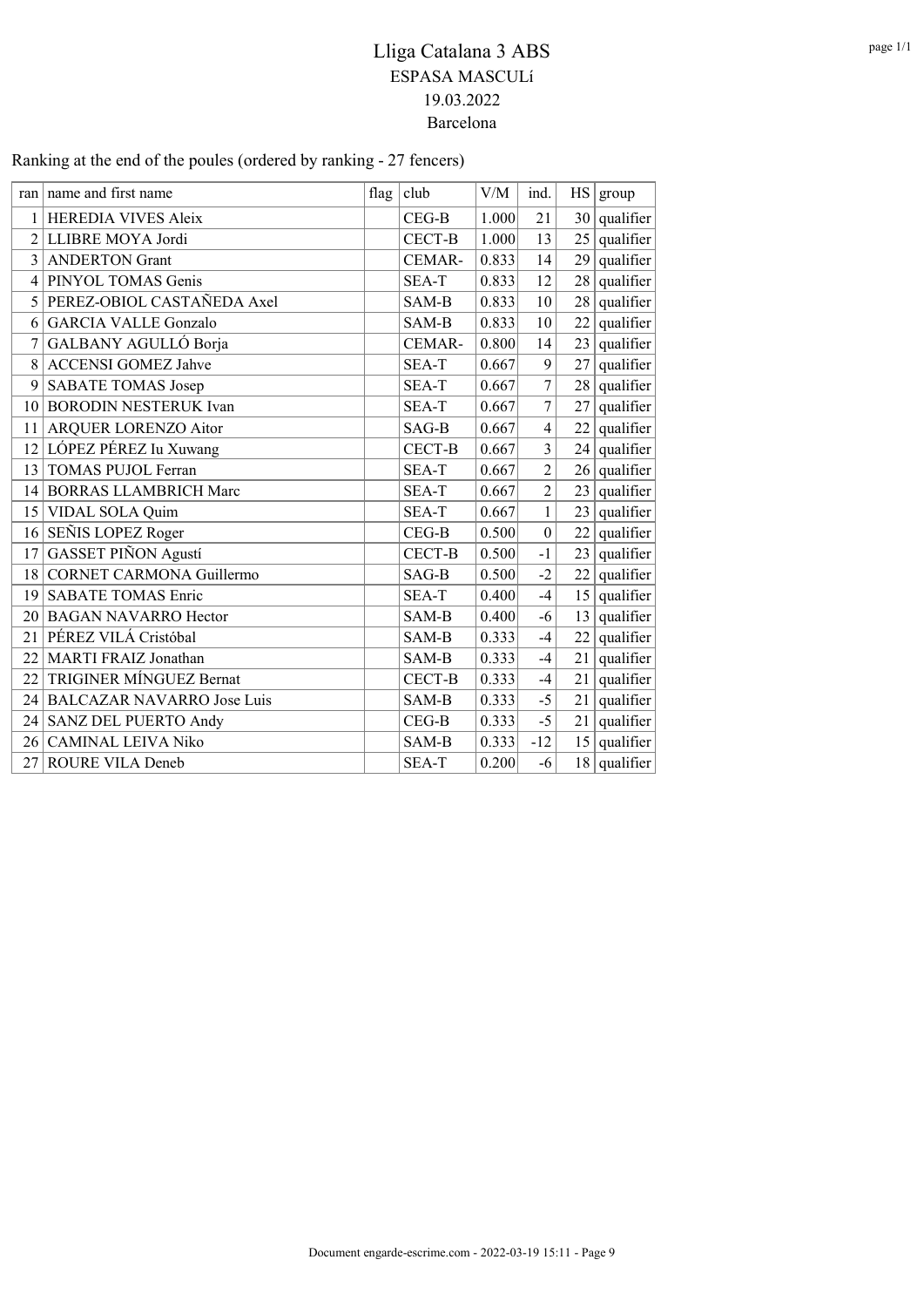# Lliga Catalana 3 ABS

ESPASA MASCULí

19.03.2022

Barcelona

Ranking at the end of the poules (ordered by ranking - 27 fencers)

| ran | name and first name | flag | club | V/M | ind. | HS | group |
|---|---|---|---|---|---|---|---|
| 1 | HEREDIA VIVES Aleix | | CEG-B | 1.000 | 21 | 30 | qualifier |
| 2 | LLIBRE MOYA Jordi | | CECT-B | 1.000 | 13 | 25 | qualifier |
| 3 | ANDERTON Grant | | CEMAR- | 0.833 | 14 | 29 | qualifier |
| 4 | PINYOL TOMAS Genis | | SEA-T | 0.833 | 12 | 28 | qualifier |
| 5 | PEREZ-OBIOL CASTAÑEDA Axel | | SAM-B | 0.833 | 10 | 28 | qualifier |
| 6 | GARCIA VALLE Gonzalo | | SAM-B | 0.833 | 10 | 22 | qualifier |
| 7 | GALBANY AGULLÓ Borja | | CEMAR- | 0.800 | 14 | 23 | qualifier |
| 8 | ACCENSI GOMEZ Jahve | | SEA-T | 0.667 | 9 | 27 | qualifier |
| 9 | SABATE TOMAS Josep | | SEA-T | 0.667 | 7 | 28 | qualifier |
| 10 | BORODIN NESTERUK Ivan | | SEA-T | 0.667 | 7 | 27 | qualifier |
| 11 | ARQUER LORENZO Aitor | | SAG-B | 0.667 | 4 | 22 | qualifier |
| 12 | LÓPEZ PÉREZ Iu Xuwang | | CECT-B | 0.667 | 3 | 24 | qualifier |
| 13 | TOMAS PUJOL Ferran | | SEA-T | 0.667 | 2 | 26 | qualifier |
| 14 | BORRAS LLAMBRICH Marc | | SEA-T | 0.667 | 2 | 23 | qualifier |
| 15 | VIDAL SOLA Quim | | SEA-T | 0.667 | 1 | 23 | qualifier |
| 16 | SEÑIS LOPEZ Roger | | CEG-B | 0.500 | 0 | 22 | qualifier |
| 17 | GASSET PIÑON Agustí | | CECT-B | 0.500 | -1 | 23 | qualifier |
| 18 | CORNET CARMONA Guillermo | | SAG-B | 0.500 | -2 | 22 | qualifier |
| 19 | SABATE TOMAS Enric | | SEA-T | 0.400 | -4 | 15 | qualifier |
| 20 | BAGAN NAVARRO Hector | | SAM-B | 0.400 | -6 | 13 | qualifier |
| 21 | PÉREZ VILÁ Cristóbal | | SAM-B | 0.333 | -4 | 22 | qualifier |
| 22 | MARTI FRAIZ Jonathan | | SAM-B | 0.333 | -4 | 21 | qualifier |
| 22 | TRIGINER MÍNGUEZ Bernat | | CECT-B | 0.333 | -4 | 21 | qualifier |
| 24 | BALCAZAR NAVARRO Jose Luis | | SAM-B | 0.333 | -5 | 21 | qualifier |
| 24 | SANZ DEL PUERTO Andy | | CEG-B | 0.333 | -5 | 21 | qualifier |
| 26 | CAMINAL LEIVA Niko | | SAM-B | 0.333 | -12 | 15 | qualifier |
| 27 | ROURE VILA Deneb | | SEA-T | 0.200 | -6 | 18 | qualifier |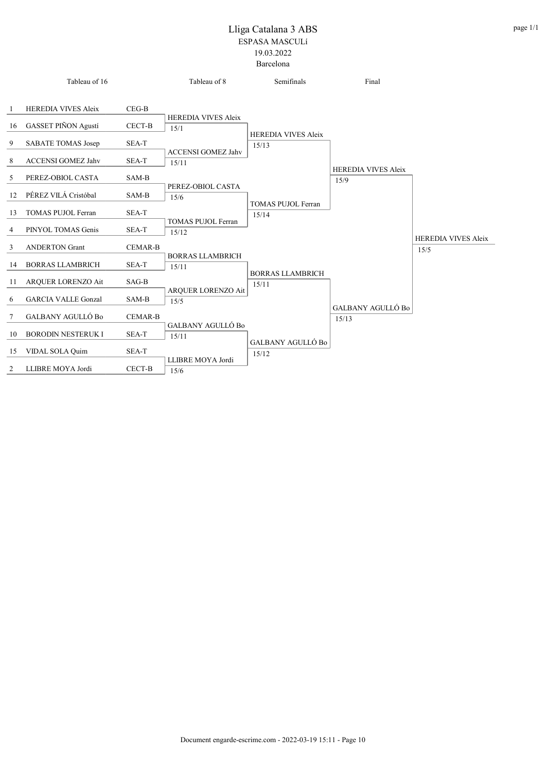# Lliga Catalana 3 ABS

ESPASA MASCULí

19.03.2022

Barcelona

## Tableau of 16

| # | Name | Club |
|---|---|---|
| 1 | HEREDIA VIVES Aleix | CEG-B |
| 16 | GASSET PIÑON Agustí | CECT-B |
| 9 | SABATE TOMAS Josep | SEA-T |
| 8 | ACCENSI GOMEZ Jahv | SEA-T |
| 5 | PEREZ-OBIOL CASTA | SAM-B |
| 12 | PÉREZ VILÁ Cristóbal | SAM-B |
| 13 | TOMAS PUJOL Ferran | SEA-T |
| 4 | PINYOL TOMAS Genis | SEA-T |
| 3 | ANDERTON Grant | CEMAR-B |
| 14 | BORRAS LLAMBRICH | SEA-T |
| 11 | ARQUER LORENZO Ait | SAG-B |
| 6 | GARCIA VALLE Gonzal | SAM-B |
| 7 | GALBANY AGULLÓ Bo | CEMAR-B |
| 10 | BORODIN NESTERUK I | SEA-T |
| 15 | VIDAL SOLA Quim | SEA-T |
| 2 | LLIBRE MOYA Jordi | CECT-B |

## Tableau of 8

| Winner | Score |
|---|---|
| HEREDIA VIVES Aleix | 15/1 |
| ACCENSI GOMEZ Jahv | 15/11 |
| PEREZ-OBIOL CASTA | 15/6 |
| TOMAS PUJOL Ferran | 15/12 |
| BORRAS LLAMBRICH | 15/11 |
| ARQUER LORENZO Ait | 15/5 |
| GALBANY AGULLÓ Bo | 15/11 |
| LLIBRE MOYA Jordi | 15/6 |

## Semifinals

| Winner | Score |
|---|---|
| HEREDIA VIVES Aleix | 15/13 |
| TOMAS PUJOL Ferran | 15/14 |
| BORRAS LLAMBRICH | 15/11 |
| GALBANY AGULLÓ Bo | 15/12 |

## Final

| Winner | Score |
|---|---|
| HEREDIA VIVES Aleix | 15/9 |
| GALBANY AGULLÓ Bo | 15/13 |

## Winner

HEREDIA VIVES Aleix — 15/5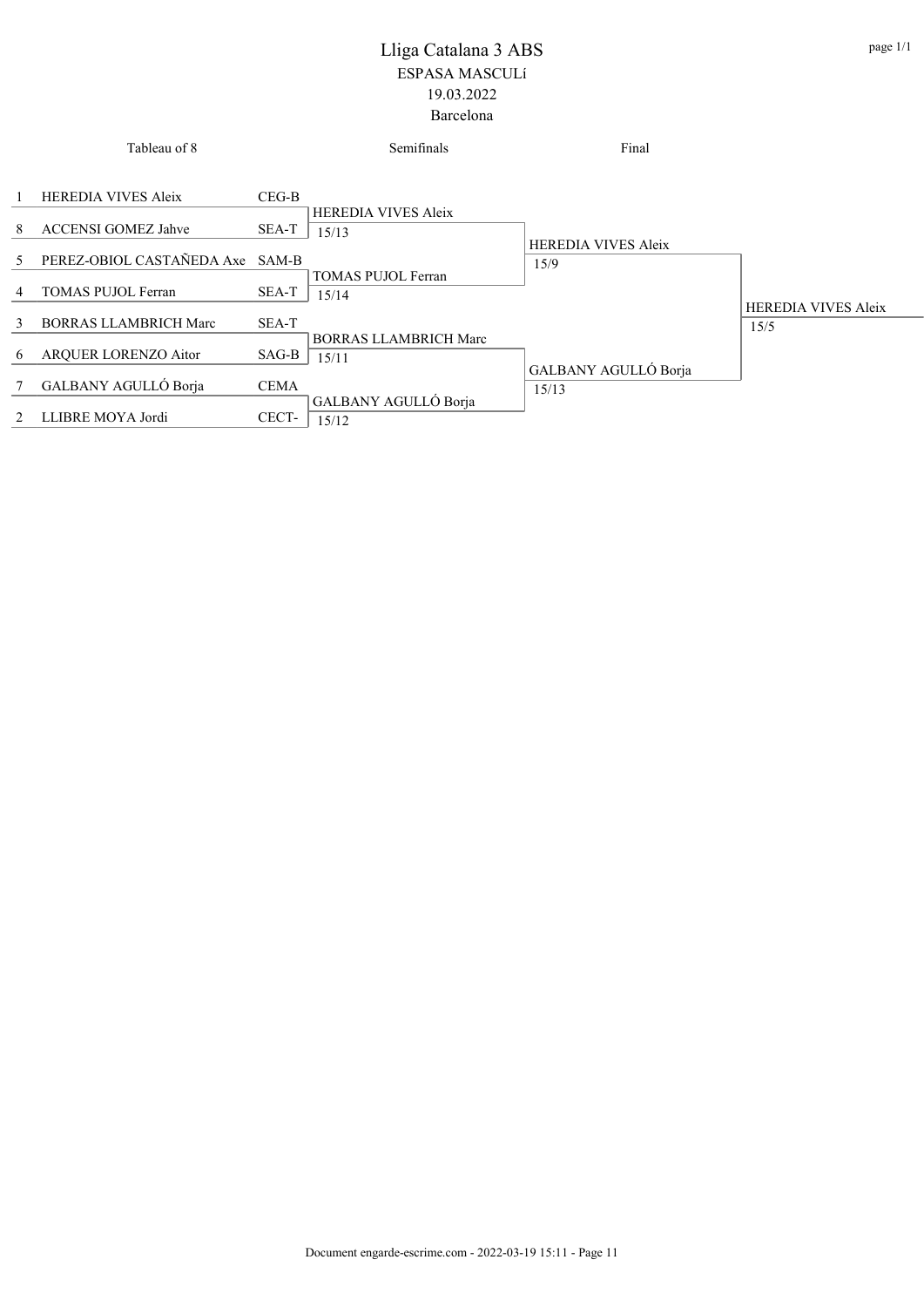# Lliga Catalana 3 ABS

## ESPASA MASCULí

19.03.2022

Barcelona

| Tableau of 8 | | | Semifinals | Final | |
|---|---|---|---|---|---|
| 1 | HEREDIA VIVES Aleix | CEG-B | | | |
| | | | HEREDIA VIVES Aleix<br>15/13 | | |
| 8 | ACCENSI GOMEZ Jahve | SEA-T | | | |
| | | | | HEREDIA VIVES Aleix<br>15/9 | |
| 5 | PEREZ-OBIOL CASTAÑEDA Axe | SAM-B | | | |
| | | | TOMAS PUJOL Ferran<br>15/14 | | |
| 4 | TOMAS PUJOL Ferran | SEA-T | | | |
| | | | | | HEREDIA VIVES Aleix<br>15/5 |
| 3 | BORRAS LLAMBRICH Marc | SEA-T | | | |
| | | | BORRAS LLAMBRICH Marc<br>15/11 | | |
| 6 | ARQUER LORENZO Aitor | SAG-B | | | |
| | | | | GALBANY AGULLÓ Borja<br>15/13 | |
| 7 | GALBANY AGULLÓ Borja | CEMA | | | |
| | | | GALBANY AGULLÓ Borja<br>15/12 | | |
| 2 | LLIBRE MOYA Jordi | CECT- | | | |

Document engarde-escrime.com - 2022-03-19 15:11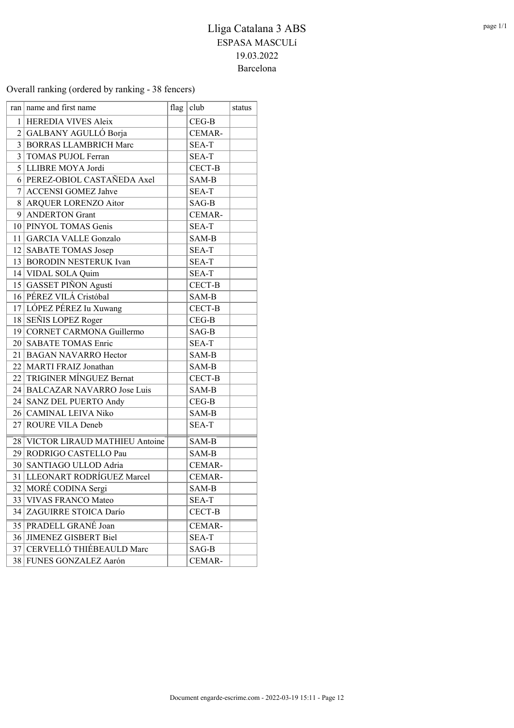# Lliga Catalana 3 ABS

ESPASA MASCULí

19.03.2022

Barcelona

Overall ranking (ordered by ranking - 38 fencers)

| ran | name and first name | flag | club | status |
|---|---|---|---|---|
| 1 | HEREDIA VIVES Aleix | | CEG-B | |
| 2 | GALBANY AGULLÓ Borja | | CEMAR- | |
| 3 | BORRAS LLAMBRICH Marc | | SEA-T | |
| 3 | TOMAS PUJOL Ferran | | SEA-T | |
| 5 | LLIBRE MOYA Jordi | | CECT-B | |
| 6 | PEREZ-OBIOL CASTAÑEDA Axel | | SAM-B | |
| 7 | ACCENSI GOMEZ Jahve | | SEA-T | |
| 8 | ARQUER LORENZO Aitor | | SAG-B | |
| 9 | ANDERTON Grant | | CEMAR- | |
| 10 | PINYOL TOMAS Genis | | SEA-T | |
| 11 | GARCIA VALLE Gonzalo | | SAM-B | |
| 12 | SABATE TOMAS Josep | | SEA-T | |
| 13 | BORODIN NESTERUK Ivan | | SEA-T | |
| 14 | VIDAL SOLA Quim | | SEA-T | |
| 15 | GASSET PIÑON Agustí | | CECT-B | |
| 16 | PÉREZ VILÁ Cristóbal | | SAM-B | |
| 17 | LÓPEZ PÉREZ Iu Xuwang | | CECT-B | |
| 18 | SEÑIS LOPEZ Roger | | CEG-B | |
| 19 | CORNET CARMONA Guillermo | | SAG-B | |
| 20 | SABATE TOMAS Enric | | SEA-T | |
| 21 | BAGAN NAVARRO Hector | | SAM-B | |
| 22 | MARTI FRAIZ Jonathan | | SAM-B | |
| 22 | TRIGINER MÍNGUEZ Bernat | | CECT-B | |
| 24 | BALCAZAR NAVARRO Jose Luis | | SAM-B | |
| 24 | SANZ DEL PUERTO Andy | | CEG-B | |
| 26 | CAMINAL LEIVA Niko | | SAM-B | |
| 27 | ROURE VILA Deneb | | SEA-T | |
| 28 | VICTOR LIRAUD MATHIEU Antoine | | SAM-B | |
| 29 | RODRIGO CASTELLO Pau | | SAM-B | |
| 30 | SANTIAGO ULLOD Adria | | CEMAR- | |
| 31 | LLEONART RODRÍGUEZ Marcel | | CEMAR- | |
| 32 | MORÉ CODINA Sergi | | SAM-B | |
| 33 | VIVAS FRANCO Mateo | | SEA-T | |
| 34 | ZAGUIRRE STOICA Darío | | CECT-B | |
| 35 | PRADELL GRANÉ Joan | | CEMAR- | |
| 36 | JIMENEZ GISBERT Biel | | SEA-T | |
| 37 | CERVELLÓ THIÉBEAULD Marc | | SAG-B | |
| 38 | FUNES GONZALEZ Aarón | | CEMAR- | |